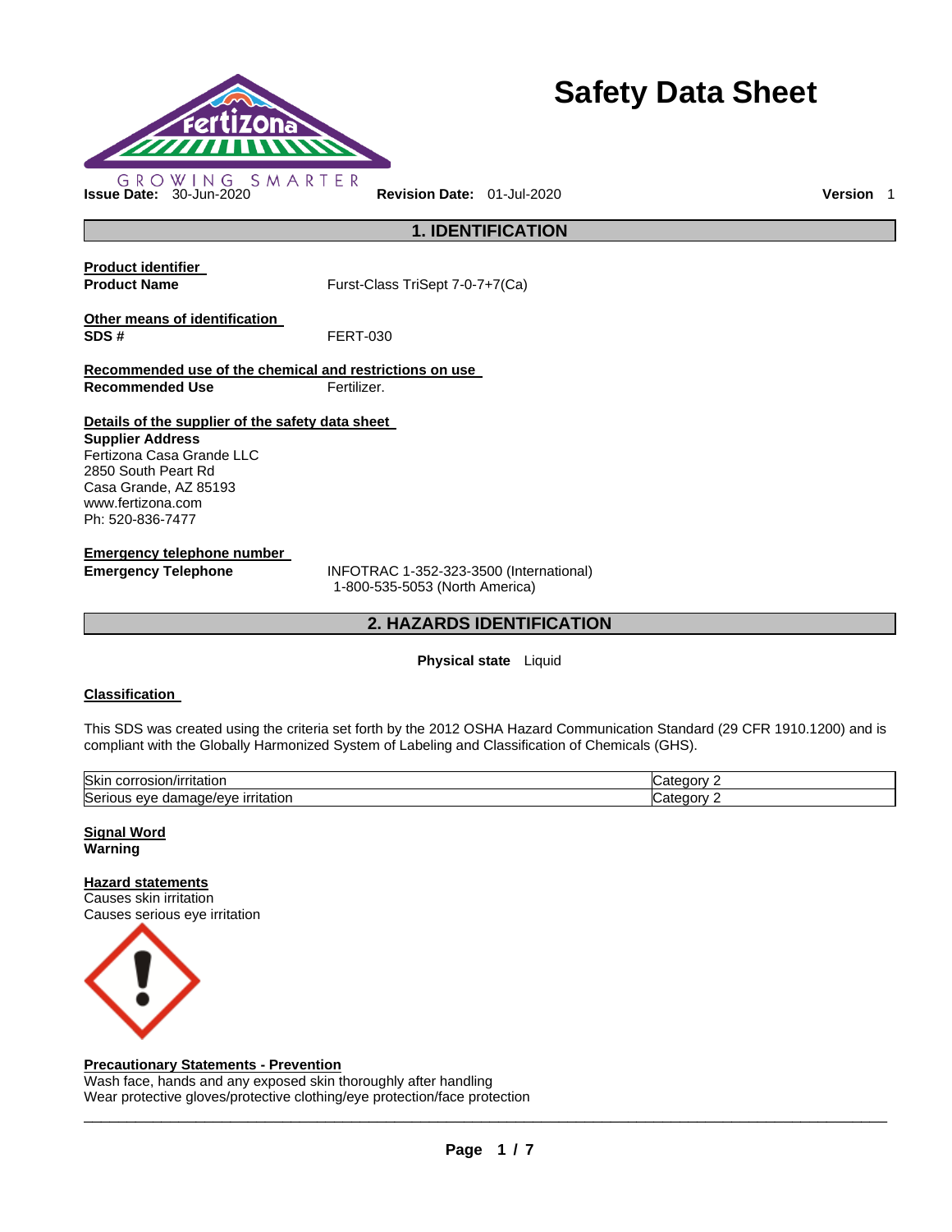# Safety Data Sheet

GROWING SMARTER

**Issue Date:** 30-Jun-2020 **Revision Date:** 01-Jul-2020 **Version** 1

## 1. IDENTIFICATION

**Product identifier**

**Product Name** Furst-Class TriSept 7-0-7+7(Ca)

**Other means of identification**

**SDS #** FERT-030

**Recommended use of the chemical and restrictions on use**

**Recommended Use** Fertilizer.

**Details of the supplier of the safety data sheet**

**Supplier Address**
Fertizona Casa Grande LLC
2850 South Peart Rd
Casa Grande, AZ 85193
www.fertizona.com
Ph: 520-836-7477

**Emergency telephone number**

**Emergency Telephone** INFOTRAC 1-352-323-3500 (International)
1-800-535-5053 (North America)

## 2. HAZARDS IDENTIFICATION

**Physical state** Liquid

**Classification**

This SDS was created using the criteria set forth by the 2012 OSHA Hazard Communication Standard (29 CFR 1910.1200) and is compliant with the Globally Harmonized System of Labeling and Classification of Chemicals (GHS).

| Hazard | Category |
|---|---|
| Skin corrosion/irritation | Category 2 |
| Serious eye damage/eye irritation | Category 2 |

**Signal Word**
**Warning**

**Hazard statements**
Causes skin irritation
Causes serious eye irritation

**Precautionary Statements - Prevention**
Wash face, hands and any exposed skin thoroughly after handling
Wear protective gloves/protective clothing/eye protection/face protection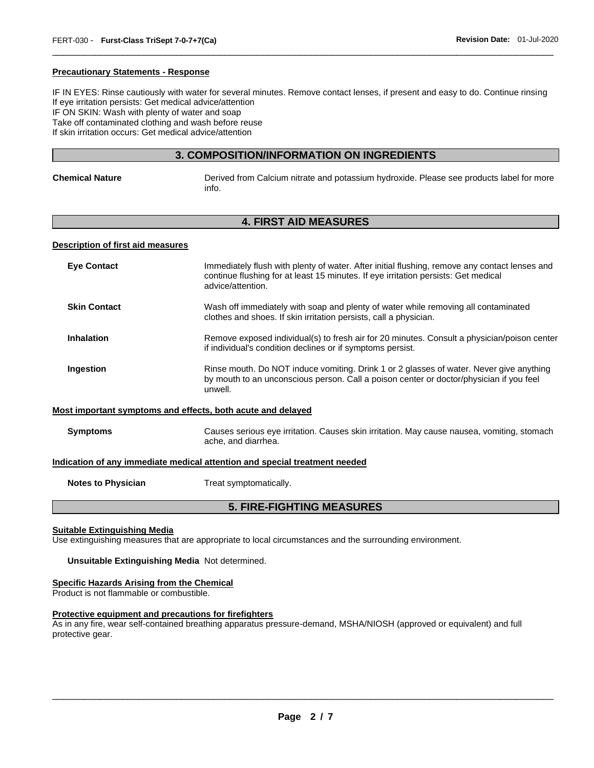**Precautionary Statements - Response**

IF IN EYES: Rinse cautiously with water for several minutes. Remove contact lenses, if present and easy to do. Continue rinsing
If eye irritation persists: Get medical advice/attention
IF ON SKIN: Wash with plenty of water and soap
Take off contaminated clothing and wash before reuse
If skin irritation occurs: Get medical advice/attention

## 3. COMPOSITION/INFORMATION ON INGREDIENTS

**Chemical Nature** Derived from Calcium nitrate and potassium hydroxide. Please see products label for more info.

## 4. FIRST AID MEASURES

**Description of first aid measures**

**Eye Contact** Immediately flush with plenty of water. After initial flushing, remove any contact lenses and continue flushing for at least 15 minutes. If eye irritation persists: Get medical advice/attention.

**Skin Contact** Wash off immediately with soap and plenty of water while removing all contaminated clothes and shoes. If skin irritation persists, call a physician.

**Inhalation** Remove exposed individual(s) to fresh air for 20 minutes. Consult a physician/poison center if individual's condition declines or if symptoms persist.

**Ingestion** Rinse mouth. Do NOT induce vomiting. Drink 1 or 2 glasses of water. Never give anything by mouth to an unconscious person. Call a poison center or doctor/physician if you feel unwell.

**Most important symptoms and effects, both acute and delayed**

**Symptoms** Causes serious eye irritation. Causes skin irritation. May cause nausea, vomiting, stomach ache, and diarrhea.

**Indication of any immediate medical attention and special treatment needed**

**Notes to Physician** Treat symptomatically.

## 5. FIRE-FIGHTING MEASURES

**Suitable Extinguishing Media**
Use extinguishing measures that are appropriate to local circumstances and the surrounding environment.

**Unsuitable Extinguishing Media** Not determined.

**Specific Hazards Arising from the Chemical**
Product is not flammable or combustible.

**Protective equipment and precautions for firefighters**
As in any fire, wear self-contained breathing apparatus pressure-demand, MSHA/NIOSH (approved or equivalent) and full protective gear.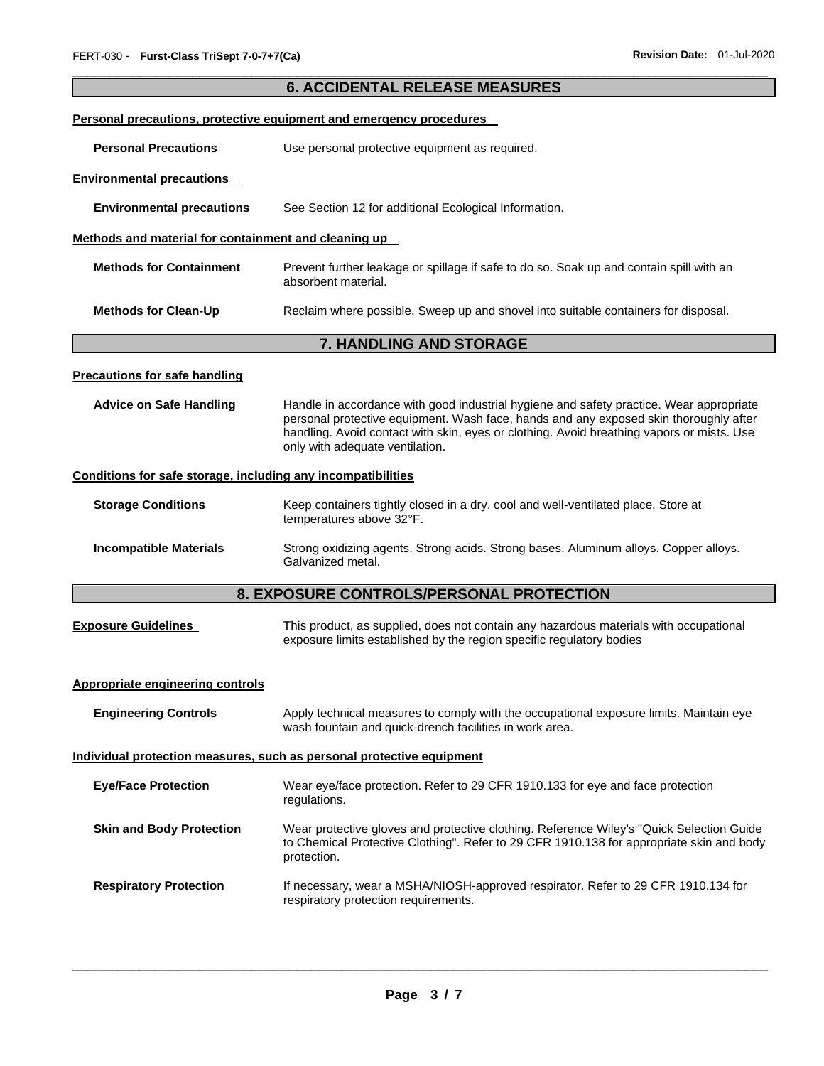## 6. ACCIDENTAL RELEASE MEASURES

**Personal precautions, protective equipment and emergency procedures**

**Personal Precautions** Use personal protective equipment as required.

**Environmental precautions**

**Environmental precautions** See Section 12 for additional Ecological Information.

**Methods and material for containment and cleaning up**

**Methods for Containment** Prevent further leakage or spillage if safe to do so. Soak up and contain spill with an absorbent material.

**Methods for Clean-Up** Reclaim where possible. Sweep up and shovel into suitable containers for disposal.

## 7. HANDLING AND STORAGE

**Precautions for safe handling**

**Advice on Safe Handling** Handle in accordance with good industrial hygiene and safety practice. Wear appropriate personal protective equipment. Wash face, hands and any exposed skin thoroughly after handling. Avoid contact with skin, eyes or clothing. Avoid breathing vapors or mists. Use only with adequate ventilation.

**Conditions for safe storage, including any incompatibilities**

**Storage Conditions** Keep containers tightly closed in a dry, cool and well-ventilated place. Store at temperatures above 32°F.

**Incompatible Materials** Strong oxidizing agents. Strong acids. Strong bases. Aluminum alloys. Copper alloys. Galvanized metal.

## 8. EXPOSURE CONTROLS/PERSONAL PROTECTION

**Exposure Guidelines** This product, as supplied, does not contain any hazardous materials with occupational exposure limits established by the region specific regulatory bodies

**Appropriate engineering controls**

**Engineering Controls** Apply technical measures to comply with the occupational exposure limits. Maintain eye wash fountain and quick-drench facilities in work area.

**Individual protection measures, such as personal protective equipment**

**Eye/Face Protection** Wear eye/face protection. Refer to 29 CFR 1910.133 for eye and face protection regulations.

**Skin and Body Protection** Wear protective gloves and protective clothing. Reference Wiley's "Quick Selection Guide to Chemical Protective Clothing". Refer to 29 CFR 1910.138 for appropriate skin and body protection.

**Respiratory Protection** If necessary, wear a MSHA/NIOSH-approved respirator. Refer to 29 CFR 1910.134 for respiratory protection requirements.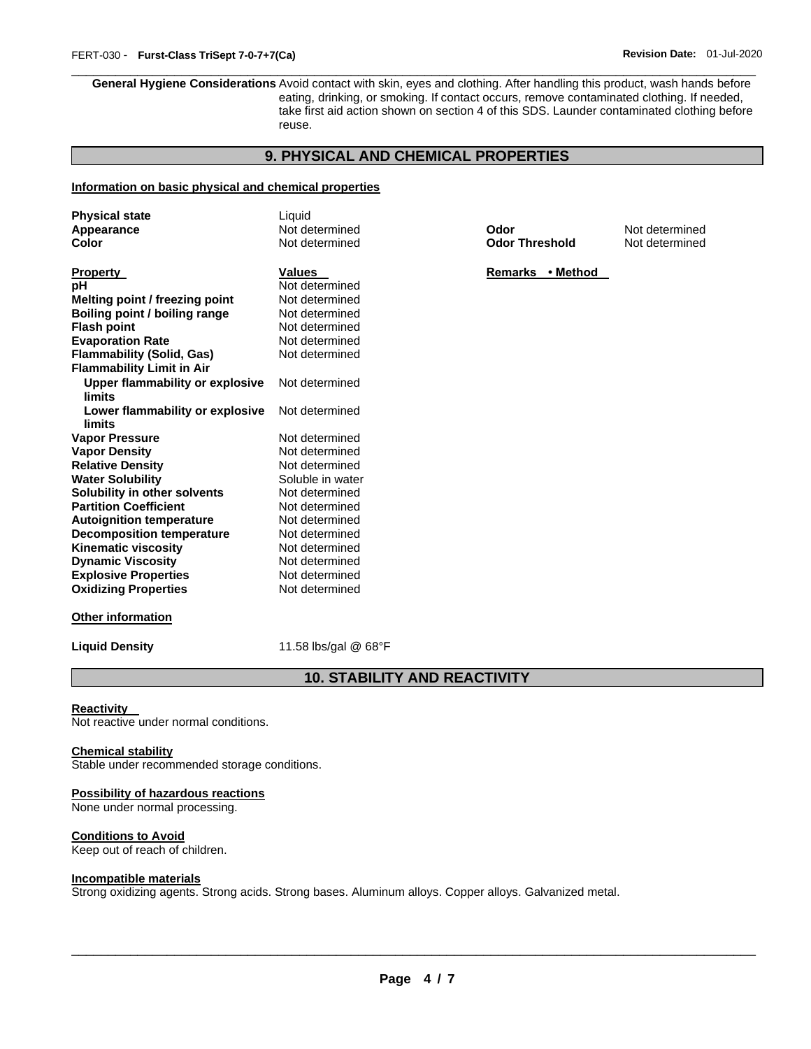**General Hygiene Considerations** Avoid contact with skin, eyes and clothing. After handling this product, wash hands before eating, drinking, or smoking. If contact occurs, remove contaminated clothing. If needed, take first aid action shown on section 4 of this SDS. Launder contaminated clothing before reuse.

## 9. PHYSICAL AND CHEMICAL PROPERTIES

**Information on basic physical and chemical properties**

| | | | |
|---|---|---|---|
| **Physical state** | Liquid | | |
| **Appearance** | Not determined | **Odor** | Not determined |
| **Color** | Not determined | **Odor Threshold** | Not determined |

| **Property** | **Values** | **Remarks • Method** |
|---|---|---|
| **pH** | Not determined | |
| **Melting point / freezing point** | Not determined | |
| **Boiling point / boiling range** | Not determined | |
| **Flash point** | Not determined | |
| **Evaporation Rate** | Not determined | |
| **Flammability (Solid, Gas)** | Not determined | |
| **Flammability Limit in Air** | | |
| **Upper flammability or explosive limits** | Not determined | |
| **Lower flammability or explosive limits** | Not determined | |
| **Vapor Pressure** | Not determined | |
| **Vapor Density** | Not determined | |
| **Relative Density** | Not determined | |
| **Water Solubility** | Soluble in water | |
| **Solubility in other solvents** | Not determined | |
| **Partition Coefficient** | Not determined | |
| **Autoignition temperature** | Not determined | |
| **Decomposition temperature** | Not determined | |
| **Kinematic viscosity** | Not determined | |
| **Dynamic Viscosity** | Not determined | |
| **Explosive Properties** | Not determined | |
| **Oxidizing Properties** | Not determined | |

**Other information**

**Liquid Density** 11.58 lbs/gal @ 68°F

## 10. STABILITY AND REACTIVITY

**Reactivity**
Not reactive under normal conditions.

**Chemical stability**
Stable under recommended storage conditions.

**Possibility of hazardous reactions**
None under normal processing.

**Conditions to Avoid**
Keep out of reach of children.

**Incompatible materials**
Strong oxidizing agents. Strong acids. Strong bases. Aluminum alloys. Copper alloys. Galvanized metal.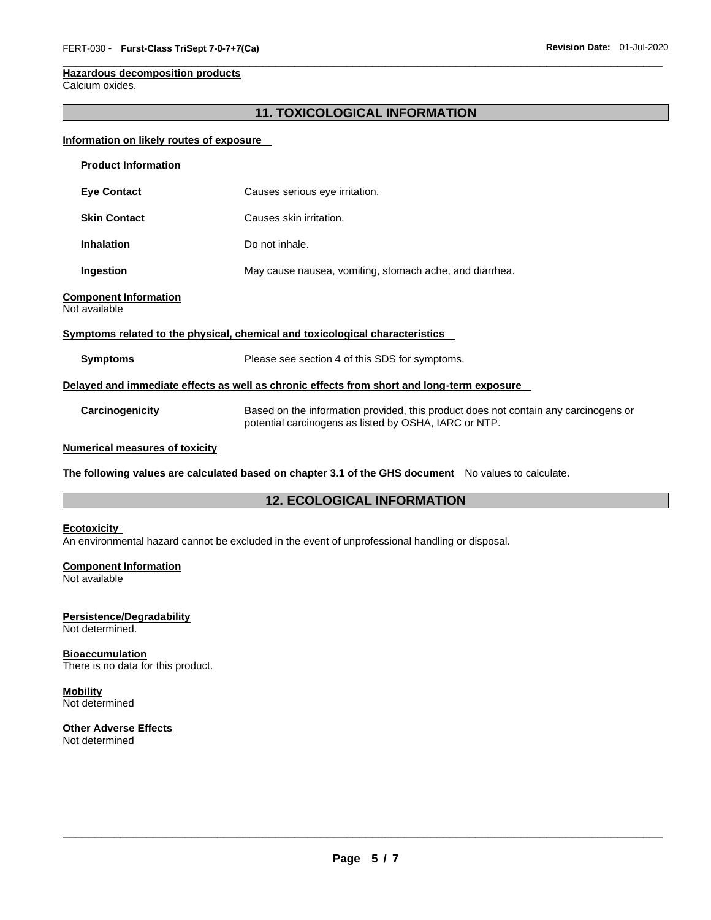**Hazardous decomposition products**
Calcium oxides.

## 11. TOXICOLOGICAL INFORMATION

**Information on likely routes of exposure**

**Product Information**

| | |
|---|---|
| **Eye Contact** | Causes serious eye irritation. |
| **Skin Contact** | Causes skin irritation. |
| **Inhalation** | Do not inhale. |
| **Ingestion** | May cause nausea, vomiting, stomach ache, and diarrhea. |

**Component Information**
Not available

**Symptoms related to the physical, chemical and toxicological characteristics**

| | |
|---|---|
| **Symptoms** | Please see section 4 of this SDS for symptoms. |

**Delayed and immediate effects as well as chronic effects from short and long-term exposure**

| | |
|---|---|
| **Carcinogenicity** | Based on the information provided, this product does not contain any carcinogens or potential carcinogens as listed by OSHA, IARC or NTP. |

**Numerical measures of toxicity**

**The following values are calculated based on chapter 3.1 of the GHS document** No values to calculate.

## 12. ECOLOGICAL INFORMATION

**Ecotoxicity**
An environmental hazard cannot be excluded in the event of unprofessional handling or disposal.

**Component Information**
Not available

**Persistence/Degradability**
Not determined.

**Bioaccumulation**
There is no data for this product.

**Mobility**
Not determined

**Other Adverse Effects**
Not determined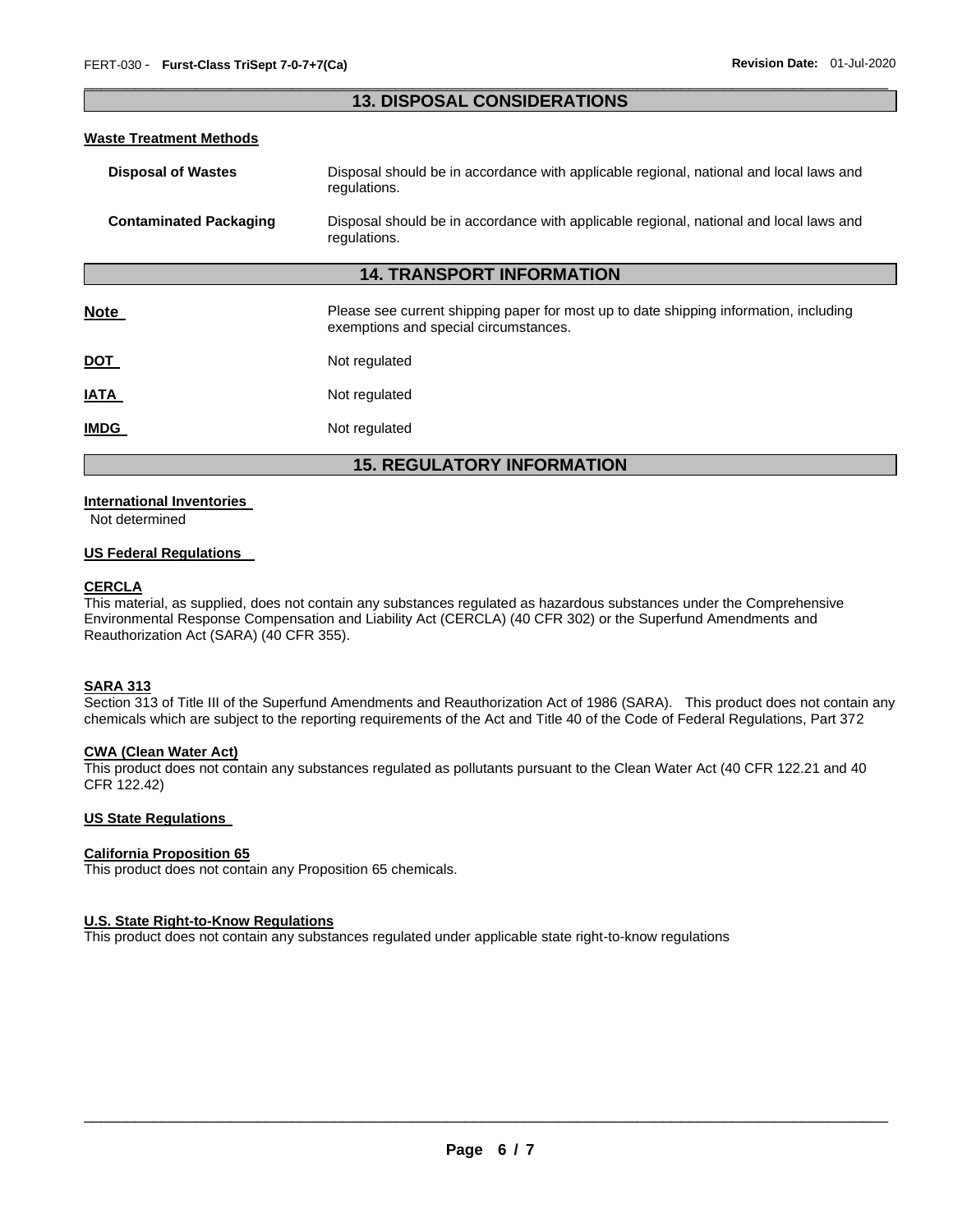## 13. DISPOSAL CONSIDERATIONS

**Waste Treatment Methods**

| | |
|---|---|
| **Disposal of Wastes** | Disposal should be in accordance with applicable regional, national and local laws and regulations. |
| **Contaminated Packaging** | Disposal should be in accordance with applicable regional, national and local laws and regulations. |

## 14. TRANSPORT INFORMATION

| | |
|---|---|
| **Note** | Please see current shipping paper for most up to date shipping information, including exemptions and special circumstances. |
| **DOT** | Not regulated |
| **IATA** | Not regulated |
| **IMDG** | Not regulated |

## 15. REGULATORY INFORMATION

**International Inventories**

Not determined

**US Federal Regulations**

**CERCLA**

This material, as supplied, does not contain any substances regulated as hazardous substances under the Comprehensive Environmental Response Compensation and Liability Act (CERCLA) (40 CFR 302) or the Superfund Amendments and Reauthorization Act (SARA) (40 CFR 355).

**SARA 313**

Section 313 of Title III of the Superfund Amendments and Reauthorization Act of 1986 (SARA). This product does not contain any chemicals which are subject to the reporting requirements of the Act and Title 40 of the Code of Federal Regulations, Part 372

**CWA (Clean Water Act)**

This product does not contain any substances regulated as pollutants pursuant to the Clean Water Act (40 CFR 122.21 and 40 CFR 122.42)

**US State Regulations**

**California Proposition 65**

This product does not contain any Proposition 65 chemicals.

**U.S. State Right-to-Know Regulations**

This product does not contain any substances regulated under applicable state right-to-know regulations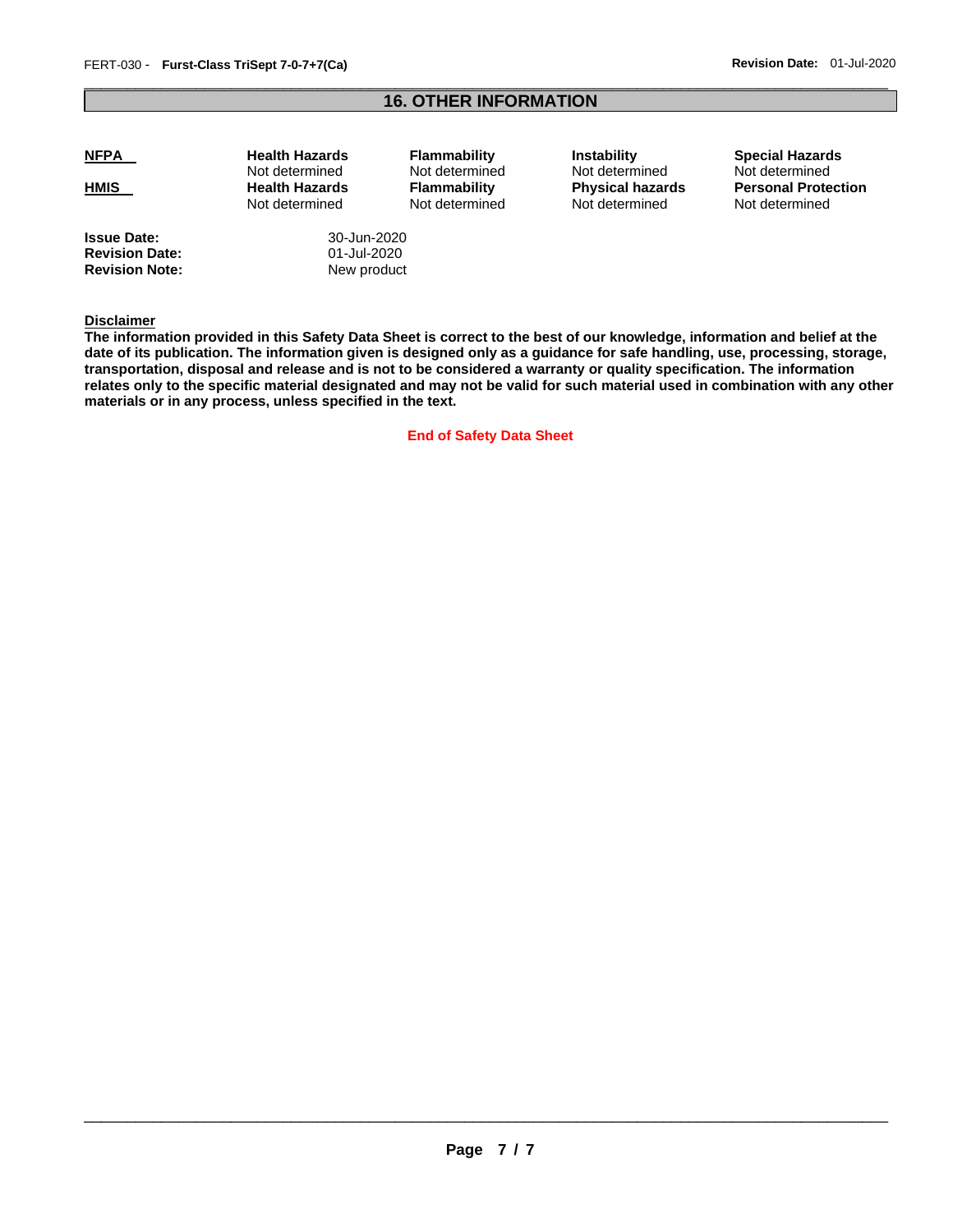## 16. OTHER INFORMATION

| | | | | |
|---|---|---|---|---|
| **NFPA** | **Health Hazards** | **Flammability** | **Instability** | **Special Hazards** |
| | Not determined | Not determined | Not determined | Not determined |
| **HMIS** | **Health Hazards** | **Flammability** | **Physical hazards** | **Personal Protection** |
| | Not determined | Not determined | Not determined | Not determined |

**Issue Date:** 30-Jun-2020
**Revision Date:** 01-Jul-2020
**Revision Note:** New product

**Disclaimer**

**The information provided in this Safety Data Sheet is correct to the best of our knowledge, information and belief at the date of its publication. The information given is designed only as a guidance for safe handling, use, processing, storage, transportation, disposal and release and is not to be considered a warranty or quality specification. The information relates only to the specific material designated and may not be valid for such material used in combination with any other materials or in any process, unless specified in the text.**

**End of Safety Data Sheet**